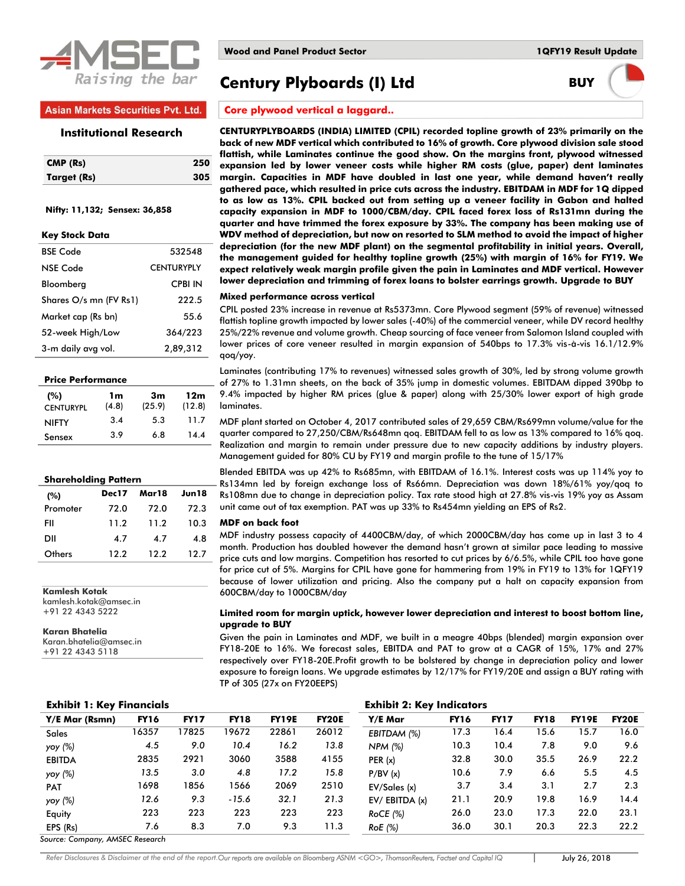Asian Markets Securities Pvt. Ltd.

**Institutional Research**

| CMP (Rs) | 250 |
|---|---|
| Target (Rs) | 305 |

**Nifty: 11,132; Sensex: 36,858**

**Key Stock Data**

| | |
|---|---|
| BSE Code | 532548 |
| NSE Code | CENTURYPLY |
| Bloomberg | CPBI IN |
| Shares O/s mn (FV Rs1) | 222.5 |
| Market cap (Rs bn) | 55.6 |
| 52-week High/Low | 364/223 |
| 3-m daily avg vol. | 2,89,312 |

**Price Performance**

| (%) | 1m | 3m | 12m |
|---|---|---|---|
| CENTURYPL | (4.8) | (25.9) | (12.8) |
| NIFTY | 3.4 | 5.3 | 11.7 |
| Sensex | 3.9 | 6.8 | 14.4 |

**Shareholding Pattern**

| (%) | Dec17 | Mar18 | Jun18 |
|---|---|---|---|
| Promoter | 72.0 | 72.0 | 72.3 |
| FII | 11.2 | 11.2 | 10.3 |
| DII | 4.7 | 4.7 | 4.8 |
| Others | 12.2 | 12.2 | 12.7 |

**Kamlesh Kotak**
kamlesh.kotak@amsec.in
+91 22 4343 5222

**Karan Bhatelia**
Karan.bhatelia@amsec.in
+91 22 4343 5118

**Wood and Panel Product Sector** — **1QFY19 Result Update**

# Century Plyboards (I) Ltd

**BUY**

## Core plywood vertical a laggard..

**CENTURYPLYBOARDS (INDIA) LIMITED (CPIL) recorded topline growth of 23% primarily on the back of new MDF vertical which contributed to 16% of growth. Core plywood division sale stood flattish, while Laminates continue the good show. On the margins front, plywood witnessed expansion led by lower veneer costs while higher RM costs (glue, paper) dent laminates margin. Capacities in MDF have doubled in last one year, while demand haven't really gathered pace, which resulted in price cuts across the industry. EBITDAM in MDF for 1Q dipped to as low as 13%. CPIL backed out from setting up a veneer facility in Gabon and halted capacity expansion in MDF to 1000/CBM/day. CPIL faced forex loss of Rs131mn during the quarter and have trimmed the forex exposure by 33%. The company has been making use of WDV method of depreciation, but now on resorted to SLM method to avoid the impact of higher depreciation (for the new MDF plant) on the segmental profitability in initial years. Overall, the management guided for healthy topline growth (25%) with margin of 16% for FY19. We expect relatively weak margin profile given the pain in Laminates and MDF vertical. However lower depreciation and trimming of forex loans to bolster earrings growth. Upgrade to BUY**

### Mixed performance across vertical

CPIL posted 23% increase in revenue at Rs5373mn. Core Plywood segment (59% of revenue) witnessed flattish topline growth impacted by lower sales (-40%) of the commercial veneer, while DV record healthy 25%/22% revenue and volume growth. Cheap sourcing of face veneer from Salomon Island coupled with lower prices of core veneer resulted in margin expansion of 540bps to 17.3% vis-à-vis 16.1/12.9% qoq/yoy.

Laminates (contributing 17% to revenues) witnessed sales growth of 30%, led by strong volume growth of 27% to 1.31mn sheets, on the back of 35% jump in domestic volumes. EBITDAM dipped 390bp to 9.4% impacted by higher RM prices (glue & paper) along with 25/30% lower export of high grade laminates.

MDF plant started on October 4, 2017 contributed sales of 29,659 CBM/Rs699mn volume/value for the quarter compared to 27,250/CBM/Rs648mn qoq. EBITDAM fell to as low as 13% compared to 16% qoq. Realization and margin to remain under pressure due to new capacity additions by industry players. Management guided for 80% CU by FY19 and margin profile to the tune of 15/17%

Blended EBITDA was up 42% to Rs685mn, with EBITDAM of 16.1%. Interest costs was up 114% yoy to Rs134mn led by foreign exchange loss of Rs66mn. Depreciation was down 18%/61% yoy/qoq to Rs108mn due to change in depreciation policy. Tax rate stood high at 27.8% vis-vis 19% yoy as Assam unit came out of tax exemption. PAT was up 33% to Rs454mn yielding an EPS of Rs2.

### MDF on back foot

MDF industry possess capacity of 4400CBM/day, of which 2000CBM/day has come up in last 3 to 4 month. Production has doubled however the demand hasn't grown at similar pace leading to massive price cuts and low margins. Competition has resorted to cut prices by 6/6.5%, while CPIL too have gone for price cut of 5%. Margins for CPIL have gone for hammering from 19% in FY19 to 13% for 1QFY19 because of lower utilization and pricing. Also the company put a halt on capacity expansion from 600CBM/day to 1000CBM/day

### Limited room for margin uptick, however lower depreciation and interest to boost bottom line, upgrade to BUY

Given the pain in Laminates and MDF, we built in a meagre 40bps (blended) margin expansion over FY18-20E to 16%. We forecast sales, EBITDA and PAT to grow at a CAGR of 15%, 17% and 27% respectively over FY18-20E.Profit growth to be bolstered by change in depreciation policy and lower exposure to foreign loans. We upgrade estimates by 12/17% for FY19/20E and assign a BUY rating with TP of 305 (27x on FY20EEPS)

**Exhibit 1: Key Financials**

| Y/E Mar (Rsmn) | FY16 | FY17 | FY18 | FY19E | FY20E |
|---|---|---|---|---|---|
| Sales | 16357 | 17825 | 19672 | 22861 | 26012 |
| *yoy (%)* | *4.5* | *9.0* | *10.4* | *16.2* | *13.8* |
| EBITDA | 2835 | 2921 | 3060 | 3588 | 4155 |
| *yoy (%)* | *13.5* | *3.0* | *4.8* | *17.2* | *15.8* |
| PAT | 1698 | 1856 | 1566 | 2069 | 2510 |
| *yoy (%)* | *12.6* | *9.3* | *-15.6* | *32.1* | *21.3* |
| Equity | 223 | 223 | 223 | 223 | 223 |
| EPS (Rs) | 7.6 | 8.3 | 7.0 | 9.3 | 11.3 |

*Source: Company, AMSEC Research*

**Exhibit 2: Key Indicators**

| Y/E Mar | FY16 | FY17 | FY18 | FY19E | FY20E |
|---|---|---|---|---|---|
| *EBITDAM (%)* | 17.3 | 16.4 | 15.6 | 15.7 | 16.0 |
| *NPM (%)* | 10.3 | 10.4 | 7.8 | 9.0 | 9.6 |
| *PER (x)* | 32.8 | 30.0 | 35.5 | 26.9 | 22.2 |
| *P/BV (x)* | 10.6 | 7.9 | 6.6 | 5.5 | 4.5 |
| *EV/Sales (x)* | 3.7 | 3.4 | 3.1 | 2.7 | 2.3 |
| *EV/ EBITDA (x)* | 21.1 | 20.9 | 19.8 | 16.9 | 14.4 |
| *RoCE (%)* | 26.0 | 23.0 | 17.3 | 22.0 | 23.1 |
| *RoE (%)* | 36.0 | 30.1 | 20.3 | 22.3 | 22.2 |

*Refer Disclosures & Disclaimer at the end of the report.Our reports are available on Bloomberg ASNM <GO>, ThomsonReuters, Factset and Capital IQ*

July 26, 2018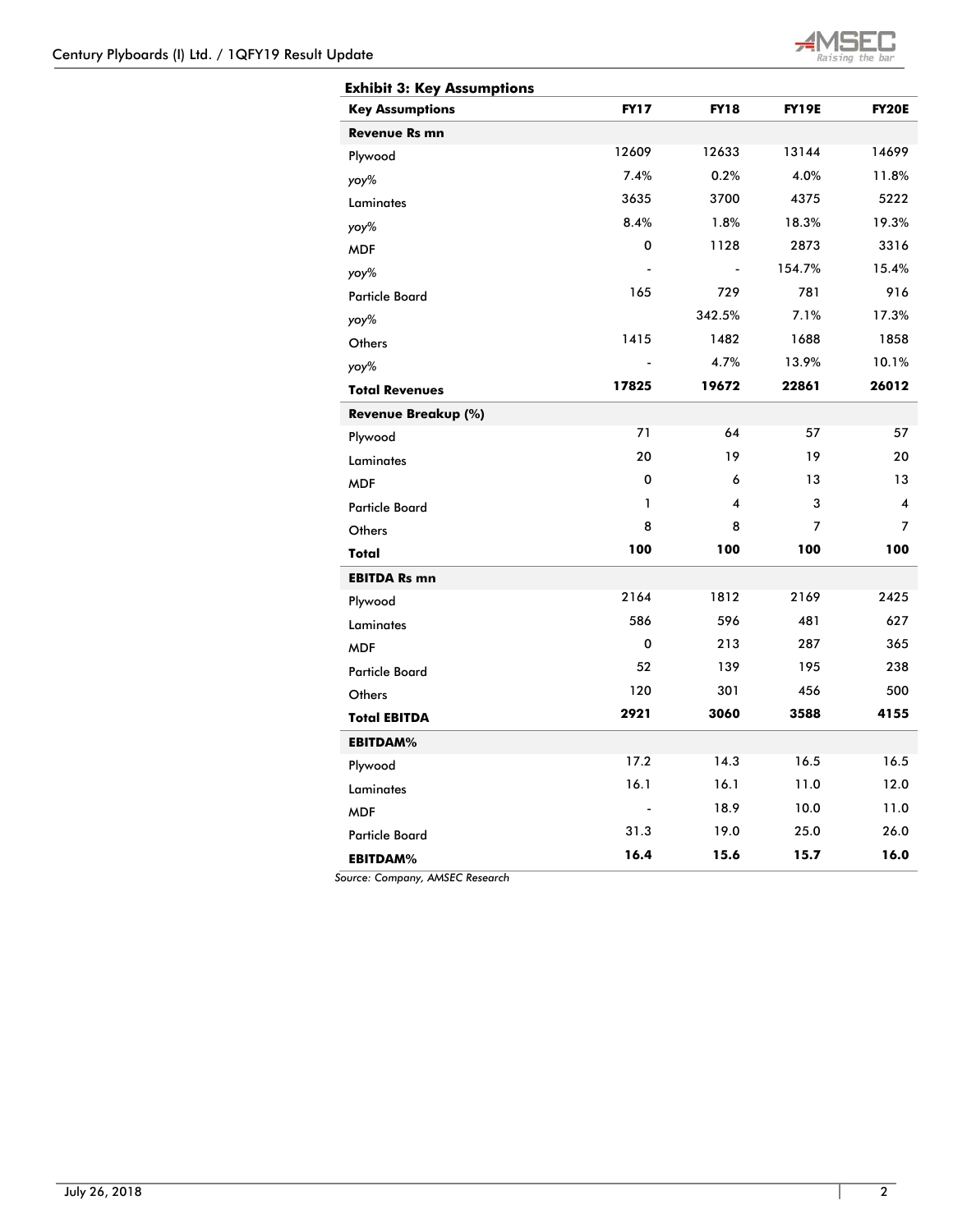**Exhibit 3: Key Assumptions**

| Key Assumptions | FY17 | FY18 | FY19E | FY20E |
|---|---|---|---|---|
| **Revenue Rs mn** | | | | |
| Plywood | 12609 | 12633 | 13144 | 14699 |
| *yoy%* | 7.4% | 0.2% | 4.0% | 11.8% |
| Laminates | 3635 | 3700 | 4375 | 5222 |
| *yoy%* | 8.4% | 1.8% | 18.3% | 19.3% |
| MDF | 0 | 1128 | 2873 | 3316 |
| *yoy%* | - | - | 154.7% | 15.4% |
| Particle Board | 165 | 729 | 781 | 916 |
| *yoy%* | | 342.5% | 7.1% | 17.3% |
| Others | 1415 | 1482 | 1688 | 1858 |
| *yoy%* | - | 4.7% | 13.9% | 10.1% |
| **Total Revenues** | **17825** | **19672** | **22861** | **26012** |
| **Revenue Breakup (%)** | | | | |
| Plywood | 71 | 64 | 57 | 57 |
| Laminates | 20 | 19 | 19 | 20 |
| MDF | 0 | 6 | 13 | 13 |
| Particle Board | 1 | 4 | 3 | 4 |
| Others | 8 | 8 | 7 | 7 |
| **Total** | **100** | **100** | **100** | **100** |
| **EBITDA Rs mn** | | | | |
| Plywood | 2164 | 1812 | 2169 | 2425 |
| Laminates | 586 | 596 | 481 | 627 |
| MDF | 0 | 213 | 287 | 365 |
| Particle Board | 52 | 139 | 195 | 238 |
| Others | 120 | 301 | 456 | 500 |
| **Total EBITDA** | **2921** | **3060** | **3588** | **4155** |
| **EBITDAM%** | | | | |
| Plywood | 17.2 | 14.3 | 16.5 | 16.5 |
| Laminates | 16.1 | 16.1 | 11.0 | 12.0 |
| MDF | - | 18.9 | 10.0 | 11.0 |
| Particle Board | 31.3 | 19.0 | 25.0 | 26.0 |
| **EBITDAM%** | **16.4** | **15.6** | **15.7** | **16.0** |

*Source: Company, AMSEC Research*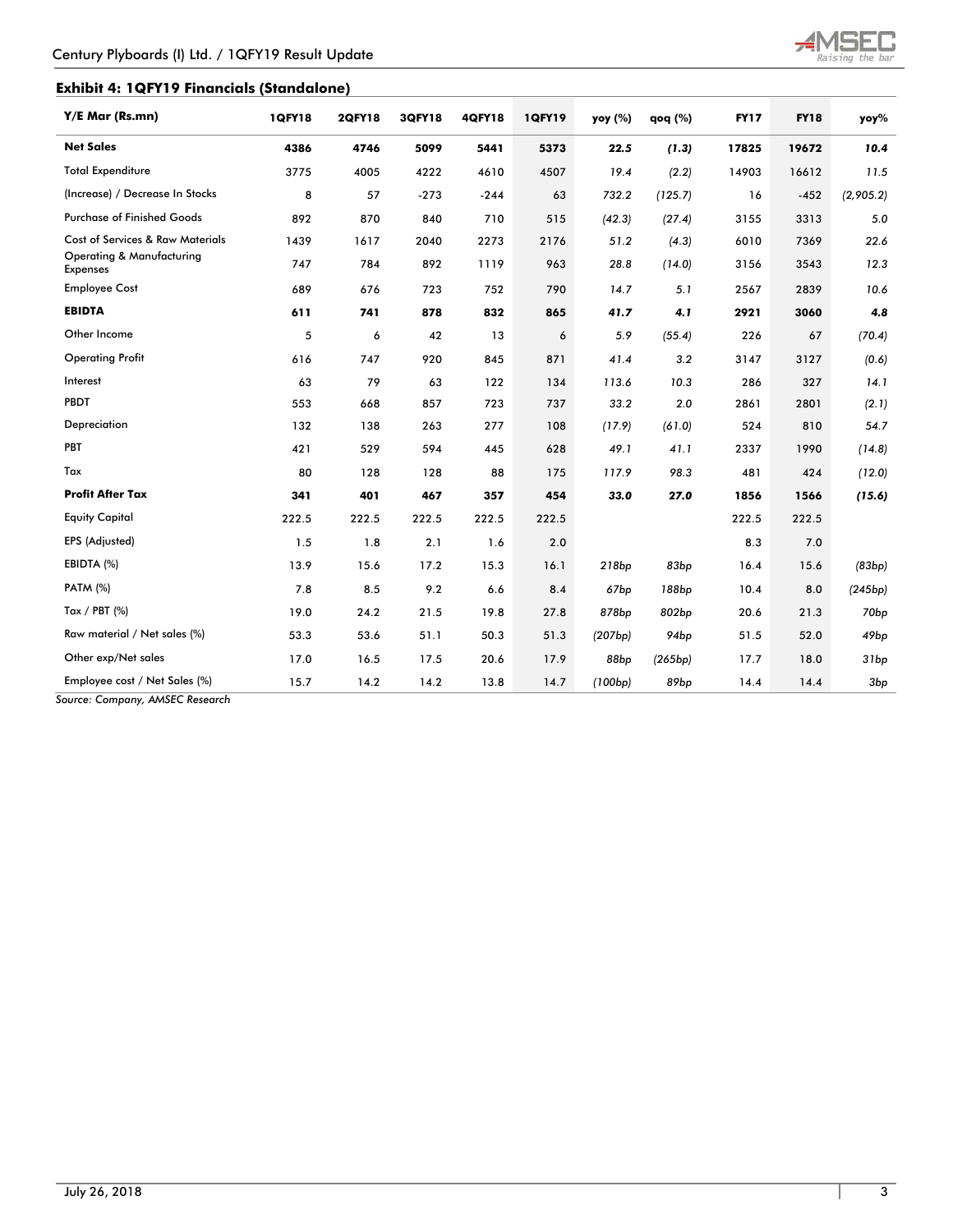### Exhibit 4: 1QFY19 Financials (Standalone)

| Y/E Mar (Rs.mn) | 1QFY18 | 2QFY18 | 3QFY18 | 4QFY18 | 1QFY19 | yoy (%) | qoq (%) | FY17 | FY18 | yoy% |
|---|---|---|---|---|---|---|---|---|---|---|
| **Net Sales** | **4386** | **4746** | **5099** | **5441** | **5373** | ***22.5*** | ***(1.3)*** | **17825** | **19672** | ***10.4*** |
| Total Expenditure | 3775 | 4005 | 4222 | 4610 | 4507 | *19.4* | *(2.2)* | 14903 | 16612 | *11.5* |
| (Increase) / Decrease In Stocks | 8 | 57 | -273 | -244 | 63 | *732.2* | *(125.7)* | 16 | -452 | *(2,905.2)* |
| Purchase of Finished Goods | 892 | 870 | 840 | 710 | 515 | *(42.3)* | *(27.4)* | 3155 | 3313 | *5.0* |
| Cost of Services & Raw Materials | 1439 | 1617 | 2040 | 2273 | 2176 | *51.2* | *(4.3)* | 6010 | 7369 | *22.6* |
| Operating & Manufacturing Expenses | 747 | 784 | 892 | 1119 | 963 | *28.8* | *(14.0)* | 3156 | 3543 | *12.3* |
| Employee Cost | 689 | 676 | 723 | 752 | 790 | *14.7* | *5.1* | 2567 | 2839 | *10.6* |
| **EBIDTA** | **611** | **741** | **878** | **832** | **865** | ***41.7*** | ***4.1*** | **2921** | **3060** | ***4.8*** |
| Other Income | 5 | 6 | 42 | 13 | 6 | *5.9* | *(55.4)* | 226 | 67 | *(70.4)* |
| Operating Profit | 616 | 747 | 920 | 845 | 871 | *41.4* | *3.2* | 3147 | 3127 | *(0.6)* |
| Interest | 63 | 79 | 63 | 122 | 134 | *113.6* | *10.3* | 286 | 327 | *14.1* |
| PBDT | 553 | 668 | 857 | 723 | 737 | *33.2* | *2.0* | 2861 | 2801 | *(2.1)* |
| Depreciation | 132 | 138 | 263 | 277 | 108 | *(17.9)* | *(61.0)* | 524 | 810 | *54.7* |
| PBT | 421 | 529 | 594 | 445 | 628 | *49.1* | *41.1* | 2337 | 1990 | *(14.8)* |
| Tax | 80 | 128 | 128 | 88 | 175 | *117.9* | *98.3* | 481 | 424 | *(12.0)* |
| **Profit After Tax** | **341** | **401** | **467** | **357** | **454** | ***33.0*** | ***27.0*** | **1856** | **1566** | ***(15.6)*** |
| Equity Capital | 222.5 | 222.5 | 222.5 | 222.5 | 222.5 | | | 222.5 | 222.5 | |
| EPS (Adjusted) | 1.5 | 1.8 | 2.1 | 1.6 | 2.0 | | | 8.3 | 7.0 | |
| EBIDTA (%) | 13.9 | 15.6 | 17.2 | 15.3 | 16.1 | *218bp* | *83bp* | 16.4 | 15.6 | *(83bp)* |
| PATM (%) | 7.8 | 8.5 | 9.2 | 6.6 | 8.4 | *67bp* | *188bp* | 10.4 | 8.0 | *(245bp)* |
| Tax / PBT (%) | 19.0 | 24.2 | 21.5 | 19.8 | 27.8 | *878bp* | *802bp* | 20.6 | 21.3 | *70bp* |
| Raw material / Net sales (%) | 53.3 | 53.6 | 51.1 | 50.3 | 51.3 | *(207bp)* | *94bp* | 51.5 | 52.0 | *49bp* |
| Other exp/Net sales | 17.0 | 16.5 | 17.5 | 20.6 | 17.9 | *88bp* | *(265bp)* | 17.7 | 18.0 | *31bp* |
| Employee cost / Net Sales (%) | 15.7 | 14.2 | 14.2 | 13.8 | 14.7 | *(100bp)* | *89bp* | 14.4 | 14.4 | *3bp* |

*Source: Company, AMSEC Research*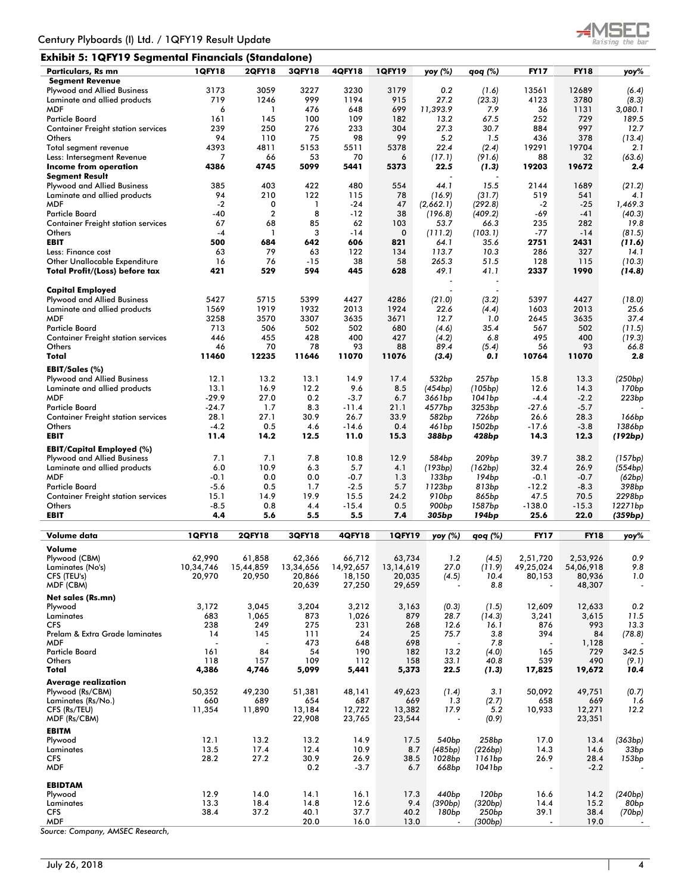## Exhibit 5: 1QFY19 Segmental Financials (Standalone)

| Particulars, Rs mn | 1QFY18 | 2QFY18 | 3QFY18 | 4QFY18 | 1QFY19 | yoy (%) | qoq (%) | FY17 | FY18 | yoy% |
|---|---|---|---|---|---|---|---|---|---|---|
| **Segment Revenue** | | | | | | | | | | |
| Plywood and Allied Business | 3173 | 3059 | 3227 | 3230 | 3179 | 0.2 | (1.6) | 13561 | 12689 | (6.4) |
| Laminate and allied products | 719 | 1246 | 999 | 1194 | 915 | 27.2 | (23.3) | 4123 | 3780 | (8.3) |
| MDF | 6 | 1 | 476 | 648 | 699 | 11,393.9 | 7.9 | 36 | 1131 | 3,080.1 |
| Particle Board | 161 | 145 | 100 | 109 | 182 | 13.2 | 67.5 | 252 | 729 | 189.5 |
| Container Freight station services | 239 | 250 | 276 | 233 | 304 | 27.3 | 30.7 | 884 | 997 | 12.7 |
| Others | 94 | 110 | 75 | 98 | 99 | 5.2 | 1.5 | 436 | 378 | (13.4) |
| Total segment revenue | 4393 | 4811 | 5153 | 5511 | 5378 | 22.4 | (2.4) | 19291 | 19704 | 2.1 |
| Less: Intersegment Revenue | 7 | 66 | 53 | 70 | 6 | (17.1) | (91.6) | 88 | 32 | (63.6) |
| **Income from operation** | **4386** | **4745** | **5099** | **5441** | **5373** | **22.5** | **(1.3)** | **19203** | **19672** | **2.4** |
| **Segment Result** | | | | | | - | - | | | |
| Plywood and Allied Business | 385 | 403 | 422 | 480 | 554 | 44.1 | 15.5 | 2144 | 1689 | (21.2) |
| Laminate and allied products | 94 | 210 | 122 | 115 | 78 | (16.9) | (31.7) | 519 | 541 | 4.1 |
| MDF | -2 | 0 | 1 | -24 | 47 | (2,662.1) | (292.8) | -2 | -25 | 1,469.3 |
| Particle Board | -40 | 2 | 8 | -12 | 38 | (196.8) | (409.2) | -69 | -41 | (40.3) |
| Container Freight station services | 67 | 68 | 85 | 62 | 103 | 53.7 | 66.3 | 235 | 282 | 19.8 |
| Others | -4 | 1 | 3 | -14 | 0 | (111.2) | (103.1) | -77 | -14 | (81.5) |
| **EBIT** | **500** | **684** | **642** | **606** | **821** | **64.1** | **35.6** | **2751** | **2431** | **(11.6)** |
| Less: Finance cost | 63 | 79 | 63 | 122 | 134 | 113.7 | 10.3 | 286 | 327 | 14.1 |
| Other Unallocable Expenditure | 16 | 76 | -15 | 38 | 58 | 265.3 | 51.5 | 128 | 115 | (10.3) |
| **Total Profit/(Loss) before tax** | **421** | **529** | **594** | **445** | **628** | **49.1** | **41.1** | **2337** | **1990** | **(14.8)** |
| | | | | | | - | - | | | |
| **Capital Employed** | | | | | | - | - | | | |
| Plywood and Allied Business | 5427 | 5715 | 5399 | 4427 | 4286 | (21.0) | (3.2) | 5397 | 4427 | (18.0) |
| Laminate and allied products | 1569 | 1919 | 1932 | 2013 | 1924 | 22.6 | (4.4) | 1603 | 2013 | 25.6 |
| MDF | 3258 | 3570 | 3307 | 3635 | 3671 | 12.7 | 1.0 | 2645 | 3635 | 37.4 |
| Particle Board | 713 | 506 | 502 | 502 | 680 | (4.6) | 35.4 | 567 | 502 | (11.5) |
| Container Freight station services | 446 | 455 | 428 | 400 | 427 | (4.2) | 6.8 | 495 | 400 | (19.3) |
| Others | 46 | 70 | 78 | 93 | 88 | 89.4 | (5.4) | 56 | 93 | 66.8 |
| **Total** | **11460** | **12235** | **11646** | **11070** | **11076** | **(3.4)** | **0.1** | **10764** | **11070** | **2.8** |
| **EBIT/Sales (%)** | | | | | | | | | | |
| Plywood and Allied Business | 12.1 | 13.2 | 13.1 | 14.9 | 17.4 | 532bp | 257bp | 15.8 | 13.3 | (250bp) |
| Laminate and allied products | 13.1 | 16.9 | 12.2 | 9.6 | 8.5 | (454bp) | (105bp) | 12.6 | 14.3 | 170bp |
| MDF | -29.9 | 27.0 | 0.2 | -3.7 | 6.7 | 3661bp | 1041bp | -4.4 | -2.2 | 223bp |
| Particle Board | -24.7 | 1.7 | 8.3 | -11.4 | 21.1 | 4577bp | 3253bp | -27.6 | -5.7 | - |
| Container Freight station services | 28.1 | 27.1 | 30.9 | 26.7 | 33.9 | 582bp | 726bp | 26.6 | 28.3 | 166bp |
| Others | -4.2 | 0.5 | 4.6 | -14.6 | 0.4 | 461bp | 1502bp | -17.6 | -3.8 | 1386bp |
| **EBIT** | **11.4** | **14.2** | **12.5** | **11.0** | **15.3** | **388bp** | **428bp** | **14.3** | **12.3** | **(192bp)** |
| **EBIT/Capital Employed (%)** | | | | | | | | | | |
| Plywood and Allied Business | 7.1 | 7.1 | 7.8 | 10.8 | 12.9 | 584bp | 209bp | 39.7 | 38.2 | (157bp) |
| Laminate and allied products | 6.0 | 10.9 | 6.3 | 5.7 | 4.1 | (193bp) | (162bp) | 32.4 | 26.9 | (554bp) |
| MDF | -0.1 | 0.0 | 0.0 | -0.7 | 1.3 | 133bp | 194bp | -0.1 | -0.7 | (62bp) |
| Particle Board | -5.6 | 0.5 | 1.7 | -2.5 | 5.7 | 1123bp | 813bp | -12.2 | -8.3 | 398bp |
| Container Freight station services | 15.1 | 14.9 | 19.9 | 15.5 | 24.2 | 910bp | 865bp | 47.5 | 70.5 | 2298bp |
| Others | -8.5 | 0.8 | 4.4 | -15.4 | 0.5 | 900bp | 1587bp | -138.0 | -15.3 | 12271bp |
| **EBIT** | **4.4** | **5.6** | **5.5** | **5.5** | **7.4** | **305bp** | **194bp** | **25.6** | **22.0** | **(359bp)** |

| Volume data | 1QFY18 | 2QFY18 | 3QFY18 | 4QFY18 | 1QFY19 | yoy (%) | qoq (%) | FY17 | FY18 | yoy% |
|---|---|---|---|---|---|---|---|---|---|---|
| **Volume** | | | | | | | | | | |
| Plywood (CBM) | 62,990 | 61,858 | 62,366 | 66,712 | 63,734 | 1.2 | (4.5) | 2,51,720 | 2,53,926 | 0.9 |
| Laminates (No's) | 10,34,746 | 15,44,859 | 13,34,656 | 14,92,657 | 13,14,619 | 27.0 | (11.9) | 49,25,024 | 54,06,918 | 9.8 |
| CFS (TEU's) | 20,970 | 20,950 | 20,866 | 18,150 | 20,035 | (4.5) | 10.4 | 80,153 | 80,936 | 1.0 |
| MDF (CBM) | | | 20,639 | 27,250 | 29,659 | - | 8.8 | - | 48,307 | - |
| **Net sales (Rs.mn)** | | | | | | | | | | |
| Plywood | 3,172 | 3,045 | 3,204 | 3,212 | 3,163 | (0.3) | (1.5) | 12,609 | 12,633 | 0.2 |
| Laminates | 683 | 1,065 | 873 | 1,026 | 879 | 28.7 | (14.3) | 3,241 | 3,615 | 11.5 |
| CFS | 238 | 249 | 275 | 231 | 268 | 12.6 | 16.1 | 876 | 993 | 13.3 |
| Prelam & Extra Grade laminates | 14 | 145 | 111 | 24 | 25 | 75.7 | 3.8 | 394 | 84 | (78.8) |
| MDF | - | - | 473 | 648 | 698 | - | 7.8 | - | 1,128 | - |
| Particle Board | 161 | 84 | 54 | 190 | 182 | 13.2 | (4.0) | 165 | 729 | 342.5 |
| Others | 118 | 157 | 109 | 112 | 158 | 33.1 | 40.8 | 539 | 490 | (9.1) |
| **Total** | **4,386** | **4,746** | **5,099** | **5,441** | **5,373** | **22.5** | **(1.3)** | **17,825** | **19,672** | **10.4** |
| **Average realization** | | | | | | | | | | |
| Plywood (Rs/CBM) | 50,352 | 49,230 | 51,381 | 48,141 | 49,623 | (1.4) | 3.1 | 50,092 | 49,751 | (0.7) |
| Laminates (Rs/No.) | 660 | 689 | 654 | 687 | 669 | 1.3 | (2.7) | 658 | 669 | 1.6 |
| CFS (Rs/TEU) | 11,354 | 11,890 | 13,184 | 12,722 | 13,382 | 17.9 | 5.2 | 10,933 | 12,271 | 12.2 |
| MDF (Rs/CBM) | | | 22,908 | 23,765 | 23,544 | - | (0.9) | | 23,351 | |
| **EBITM** | | | | | | | | | | |
| Plywood | 12.1 | 13.2 | 13.2 | 14.9 | 17.5 | 540bp | 258bp | 17.0 | 13.4 | (363bp) |
| Laminates | 13.5 | 17.4 | 12.4 | 10.9 | 8.7 | (485bp) | (226bp) | 14.3 | 14.6 | 33bp |
| CFS | 28.2 | 27.2 | 30.9 | 26.9 | 38.5 | 1028bp | 1161bp | 26.9 | 28.4 | 153bp |
| MDF | | | 0.2 | -3.7 | 6.7 | 668bp | 1041bp | - | -2.2 | - |
| **EBIDTAM** | | | | | | | | | | |
| Plywood | 12.9 | 14.0 | 14.1 | 16.1 | 17.3 | 440bp | 120bp | 16.6 | 14.2 | (240bp) |
| Laminates | 13.3 | 18.4 | 14.8 | 12.6 | 9.4 | (390bp) | (320bp) | 14.4 | 15.2 | 80bp |
| CFS | 38.4 | 37.2 | 40.1 | 37.7 | 40.2 | 180bp | 250bp | 39.1 | 38.4 | (70bp) |
| MDF | | | 20.0 | 16.0 | 13.0 | - | (300bp) | - | 19.0 | - |

Source: Company, AMSEC Research,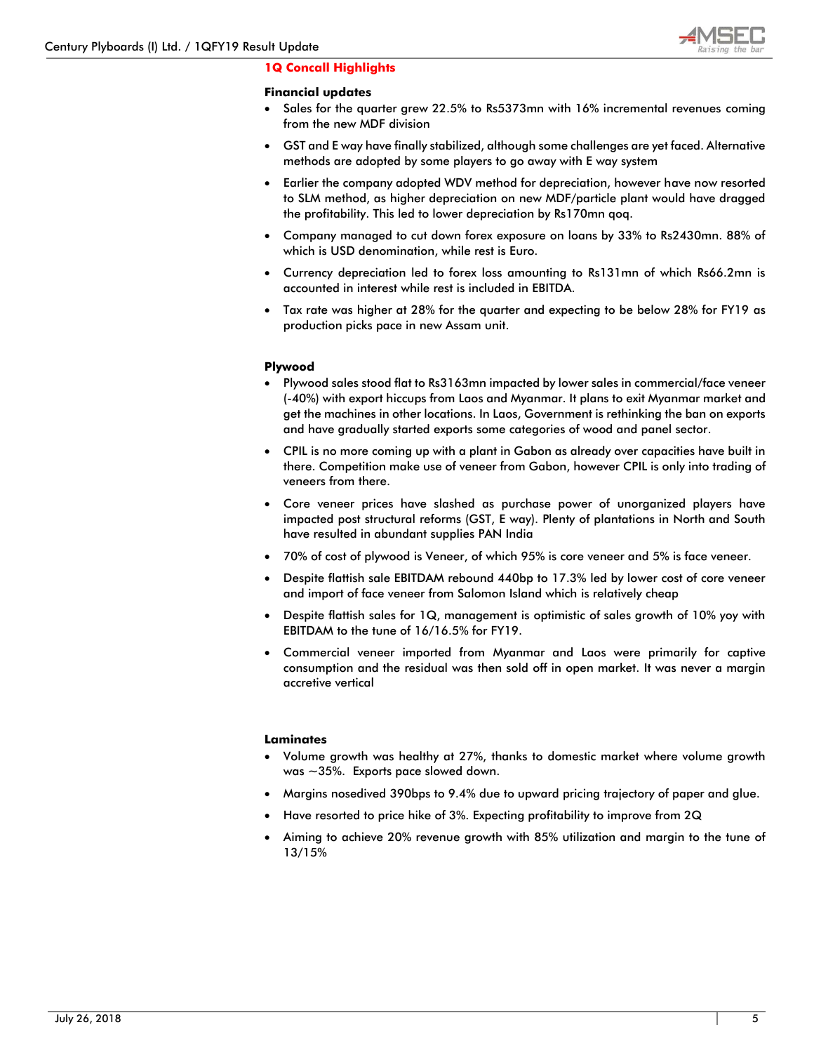## 1Q Concall Highlights

### Financial updates

- Sales for the quarter grew 22.5% to Rs5373mn with 16% incremental revenues coming from the new MDF division
- GST and E way have finally stabilized, although some challenges are yet faced. Alternative methods are adopted by some players to go away with E way system
- Earlier the company adopted WDV method for depreciation, however have now resorted to SLM method, as higher depreciation on new MDF/particle plant would have dragged the profitability. This led to lower depreciation by Rs170mn qoq.
- Company managed to cut down forex exposure on loans by 33% to Rs2430mn. 88% of which is USD denomination, while rest is Euro.
- Currency depreciation led to forex loss amounting to Rs131mn of which Rs66.2mn is accounted in interest while rest is included in EBITDA.
- Tax rate was higher at 28% for the quarter and expecting to be below 28% for FY19 as production picks pace in new Assam unit.

### Plywood

- Plywood sales stood flat to Rs3163mn impacted by lower sales in commercial/face veneer (-40%) with export hiccups from Laos and Myanmar. It plans to exit Myanmar market and get the machines in other locations. In Laos, Government is rethinking the ban on exports and have gradually started exports some categories of wood and panel sector.
- CPIL is no more coming up with a plant in Gabon as already over capacities have built in there. Competition make use of veneer from Gabon, however CPIL is only into trading of veneers from there.
- Core veneer prices have slashed as purchase power of unorganized players have impacted post structural reforms (GST, E way). Plenty of plantations in North and South have resulted in abundant supplies PAN India
- 70% of cost of plywood is Veneer, of which 95% is core veneer and 5% is face veneer.
- Despite flattish sale EBITDAM rebound 440bp to 17.3% led by lower cost of core veneer and import of face veneer from Salomon Island which is relatively cheap
- Despite flattish sales for 1Q, management is optimistic of sales growth of 10% yoy with EBITDAM to the tune of 16/16.5% for FY19.
- Commercial veneer imported from Myanmar and Laos were primarily for captive consumption and the residual was then sold off in open market. It was never a margin accretive vertical

### Laminates

- Volume growth was healthy at 27%, thanks to domestic market where volume growth was ~35%. Exports pace slowed down.
- Margins nosedived 390bps to 9.4% due to upward pricing trajectory of paper and glue.
- Have resorted to price hike of 3%. Expecting profitability to improve from 2Q
- Aiming to achieve 20% revenue growth with 85% utilization and margin to the tune of 13/15%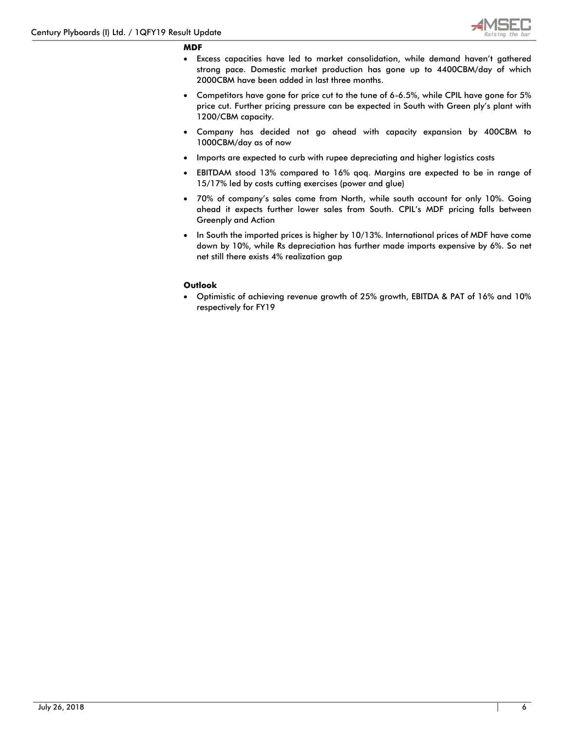**MDF**

- Excess capacities have led to market consolidation, while demand haven't gathered strong pace. Domestic market production has gone up to 4400CBM/day of which 2000CBM have been added in last three months.
- Competitors have gone for price cut to the tune of 6-6.5%, while CPIL have gone for 5% price cut. Further pricing pressure can be expected in South with Green ply's plant with 1200/CBM capacity.
- Company has decided not go ahead with capacity expansion by 400CBM to 1000CBM/day as of now
- Imports are expected to curb with rupee depreciating and higher logistics costs
- EBITDAM stood 13% compared to 16% qoq. Margins are expected to be in range of 15/17% led by costs cutting exercises (power and glue)
- 70% of company's sales come from North, while south account for only 10%. Going ahead it expects further lower sales from South. CPIL's MDF pricing falls between Greenply and Action
- In South the imported prices is higher by 10/13%. International prices of MDF have come down by 10%, while Rs depreciation has further made imports expensive by 6%. So net net still there exists 4% realization gap

**Outlook**

- Optimistic of achieving revenue growth of 25% growth, EBITDA & PAT of 16% and 10% respectively for FY19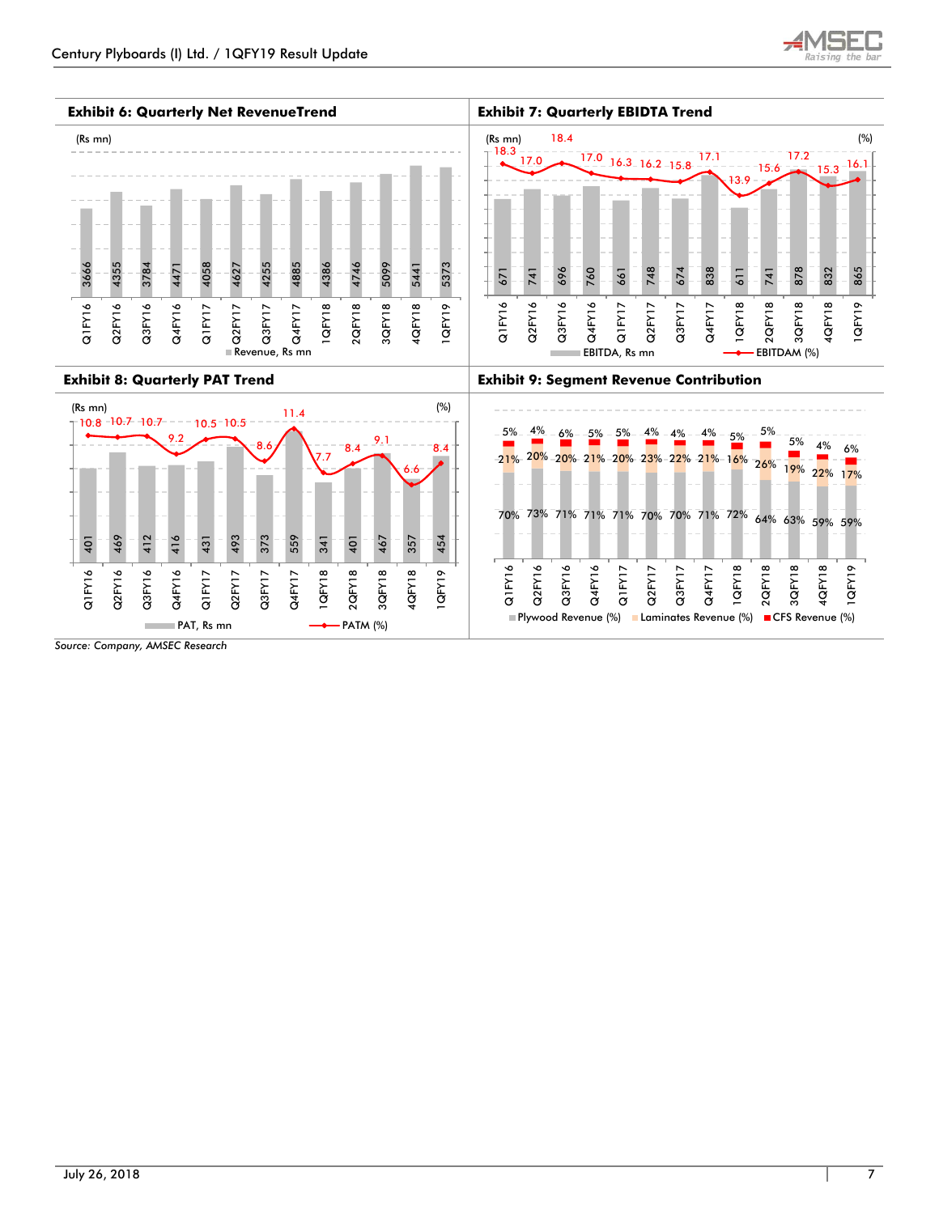#### Exhibit 6: Quarterly Net RevenueTrend

(Rs mn)

| Quarter | Revenue, Rs mn |
|---|---|
| Q1FY16 | 3666 |
| Q2FY16 | 4355 |
| Q3FY16 | 3784 |
| Q4FY16 | 4471 |
| Q1FY17 | 4058 |
| Q2FY17 | 4627 |
| Q3FY17 | 4255 |
| Q4FY17 | 4885 |
| 1QFY18 | 4386 |
| 2QFY18 | 4746 |
| 3QFY18 | 5099 |
| 4QFY18 | 5441 |
| 1QFY19 | 5373 |

#### Exhibit 7: Quarterly EBIDTA Trend

| Quarter | EBITDA, Rs mn | EBITDAM (%) |
|---|---|---|
| Q1FY16 | 671 | 18.3 |
| Q2FY16 | 741 | 17.0 |
| Q3FY16 | 696 | 18.4 |
| Q4FY16 | 760 | 17.0 |
| Q1FY17 | 661 | 16.3 |
| Q2FY17 | 748 | 16.2 |
| Q3FY17 | 674 | 15.8 |
| Q4FY17 | 838 | 17.1 |
| 1QFY18 | 611 | 13.9 |
| 2QFY18 | 741 | 15.6 |
| 3QFY18 | 878 | 17.2 |
| 4QFY18 | 832 | 15.3 |
| 1QFY19 | 865 | 16.1 |

#### Exhibit 8: Quarterly PAT Trend

| Quarter | PAT, Rs mn | PATM (%) |
|---|---|---|
| Q1FY16 | 401 | 10.8 |
| Q2FY16 | 469 | 10.7 |
| Q3FY16 | 412 | 10.7 |
| Q4FY16 | 416 | 9.2 |
| Q1FY17 | 431 | 10.5 |
| Q2FY17 | 493 | 10.5 |
| Q3FY17 | 373 | 8.6 |
| Q4FY17 | 559 | 11.4 |
| 1QFY18 | 341 | 7.7 |
| 2QFY18 | 401 | 8.4 |
| 3QFY18 | 467 | 9.1 |
| 4QFY18 | 357 | 6.6 |
| 1QFY19 | 454 | 8.4 |

#### Exhibit 9: Segment Revenue Contribution

| Quarter | Plywood Revenue (%) | Laminates Revenue (%) | CFS Revenue (%) |
|---|---|---|---|
| Q1FY16 | 70% | 21% | 5% |
| Q2FY16 | 73% | 20% | 4% |
| Q3FY16 | 71% | 20% | 6% |
| Q4FY16 | 71% | 21% | 5% |
| Q1FY17 | 71% | 20% | 5% |
| Q2FY17 | 70% | 23% | 4% |
| Q3FY17 | 70% | 22% | 4% |
| Q4FY17 | 71% | 21% | 4% |
| 1QFY18 | 72% | 16% | 5% |
| 2QFY18 | 64% | 26% | 5% |
| 3QFY18 | 63% | 19% | 5% |
| 4QFY18 | 59% | 22% | 4% |
| 1QFY19 | 59% | 17% | 6% |

*Source: Company, AMSEC Research*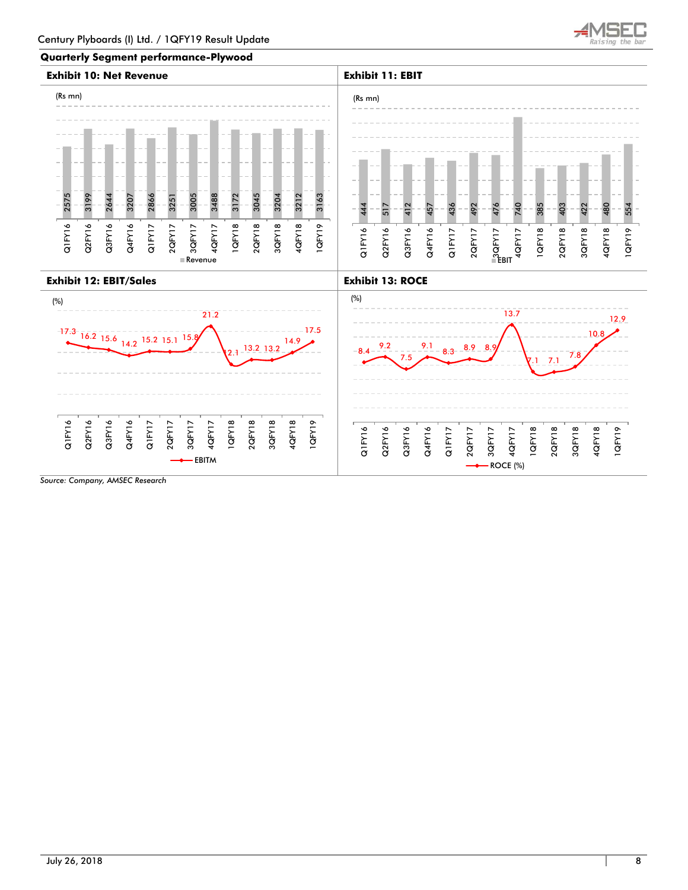## Quarterly Segment performance-Plywood

### Exhibit 10: Net Revenue

(Rs mn)

| Quarter | Revenue |
|---|---|
| Q1FY16 | 2575 |
| Q2FY16 | 3199 |
| Q3FY16 | 2644 |
| Q4FY16 | 3207 |
| Q1FY17 | 2866 |
| 2QFY17 | 3251 |
| 3QFY17 | 3005 |
| 4QFY17 | 3488 |
| 1QFY18 | 3172 |
| 2QFY18 | 3045 |
| 3QFY18 | 3204 |
| 4QFY18 | 3212 |
| 1QFY19 | 3163 |

### Exhibit 11: EBIT

(Rs mn)

| Quarter | EBIT |
|---|---|
| Q1FY16 | 444 |
| Q2FY16 | 517 |
| Q3FY16 | 412 |
| Q4FY16 | 457 |
| Q1FY17 | 436 |
| 2QFY17 | 492 |
| 3QFY17 | 476 |
| 4QFY17 | 740 |
| 1QFY18 | 385 |
| 2QFY18 | 403 |
| 3QFY18 | 422 |
| 4QFY18 | 480 |
| 1QFY19 | 554 |

### Exhibit 12: EBIT/Sales

(%)

| Quarter | EBITM |
|---|---|
| Q1FY16 | 17.3 |
| Q2FY16 | 16.2 |
| Q3FY16 | 15.6 |
| Q4FY16 | 14.2 |
| Q1FY17 | 15.2 |
| 2QFY17 | 15.1 |
| 3QFY17 | 15.8 |
| 4QFY17 | 21.2 |
| 1QFY18 | 12.1 |
| 2QFY18 | 13.2 |
| 3QFY18 | 13.2 |
| 4QFY18 | 14.9 |
| 1QFY19 | 17.5 |

### Exhibit 13: ROCE

(%)

| Quarter | ROCE (%) |
|---|---|
| Q1FY16 | 8.4 |
| Q2FY16 | 9.2 |
| Q3FY16 | 7.5 |
| Q4FY16 | 9.1 |
| Q1FY17 | 8.3 |
| 2QFY17 | 8.9 |
| 3QFY17 | 8.9 |
| 4QFY17 | 13.7 |
| 1QFY18 | 7.1 |
| 2QFY18 | 7.1 |
| 3QFY18 | 7.8 |
| 4QFY18 | 10.8 |
| 1QFY19 | 12.9 |

*Source: Company, AMSEC Research*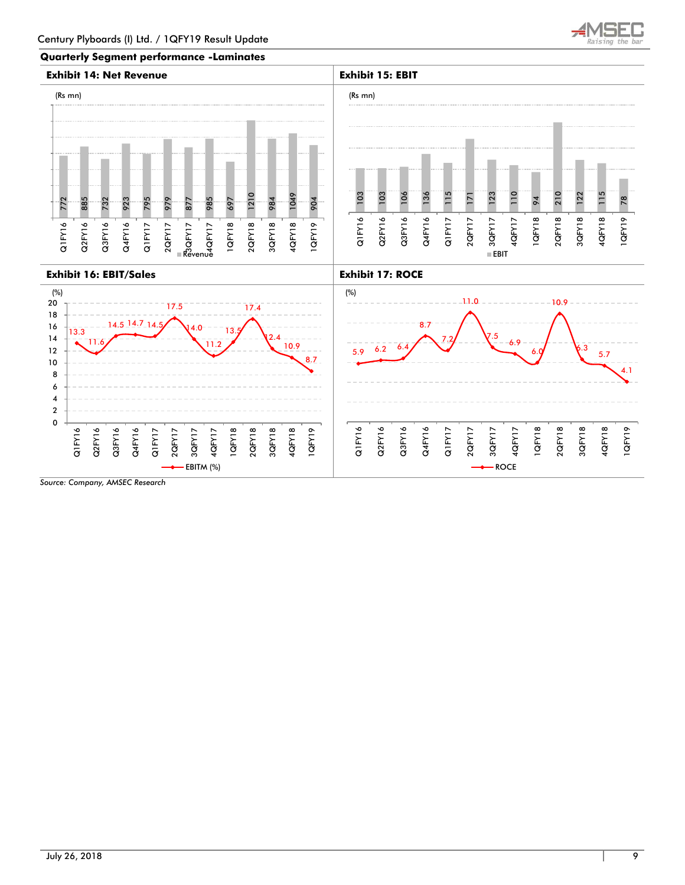## Quarterly Segment performance -Laminates

### Exhibit 14: Net Revenue

(Rs mn)

| Quarter | Revenue |
|---|---|
| Q1FY16 | 772 |
| Q2FY16 | 885 |
| Q3FY16 | 732 |
| Q4FY16 | 923 |
| Q1FY17 | 795 |
| 2QFY17 | 979 |
| 3QFY17 | 877 |
| 4QFY17 | 985 |
| 1QFY18 | 697 |
| 2QFY18 | 1210 |
| 3QFY18 | 984 |
| 4QFY18 | 1049 |
| 1QFY19 | 904 |

### Exhibit 15: EBIT

(Rs mn)

| Quarter | EBIT |
|---|---|
| Q1FY16 | 103 |
| Q2FY16 | 103 |
| Q3FY16 | 106 |
| Q4FY16 | 136 |
| Q1FY17 | 115 |
| 2QFY17 | 171 |
| 3QFY17 | 123 |
| 4QFY17 | 110 |
| 1QFY18 | 94 |
| 2QFY18 | 210 |
| 3QFY18 | 122 |
| 4QFY18 | 115 |
| 1QFY19 | 78 |

### Exhibit 16: EBIT/Sales

(%)

| Quarter | EBITM (%) |
|---|---|
| Q1FY16 | 13.3 |
| Q2FY16 | 11.6 |
| Q3FY16 | 14.5 |
| Q4FY16 | 14.7 |
| Q1FY17 | 14.5 |
| 2QFY17 | 17.5 |
| 3QFY17 | 14.0 |
| 4QFY17 | 11.2 |
| 1QFY18 | 13.5 |
| 2QFY18 | 17.4 |
| 3QFY18 | 12.4 |
| 4QFY18 | 10.9 |
| 1QFY19 | 8.7 |

### Exhibit 17: ROCE

(%)

| Quarter | ROCE |
|---|---|
| Q1FY16 | 5.9 |
| Q2FY16 | 6.2 |
| Q3FY16 | 6.4 |
| Q4FY16 | 8.7 |
| Q1FY17 | 7.2 |
| 2QFY17 | 11.0 |
| 3QFY17 | 7.5 |
| 4QFY17 | 6.9 |
| 1QFY18 | 6.0 |
| 2QFY18 | 10.9 |
| 3QFY18 | 6.3 |
| 4QFY18 | 5.7 |
| 1QFY19 | 4.1 |

*Source: Company, AMSEC Research*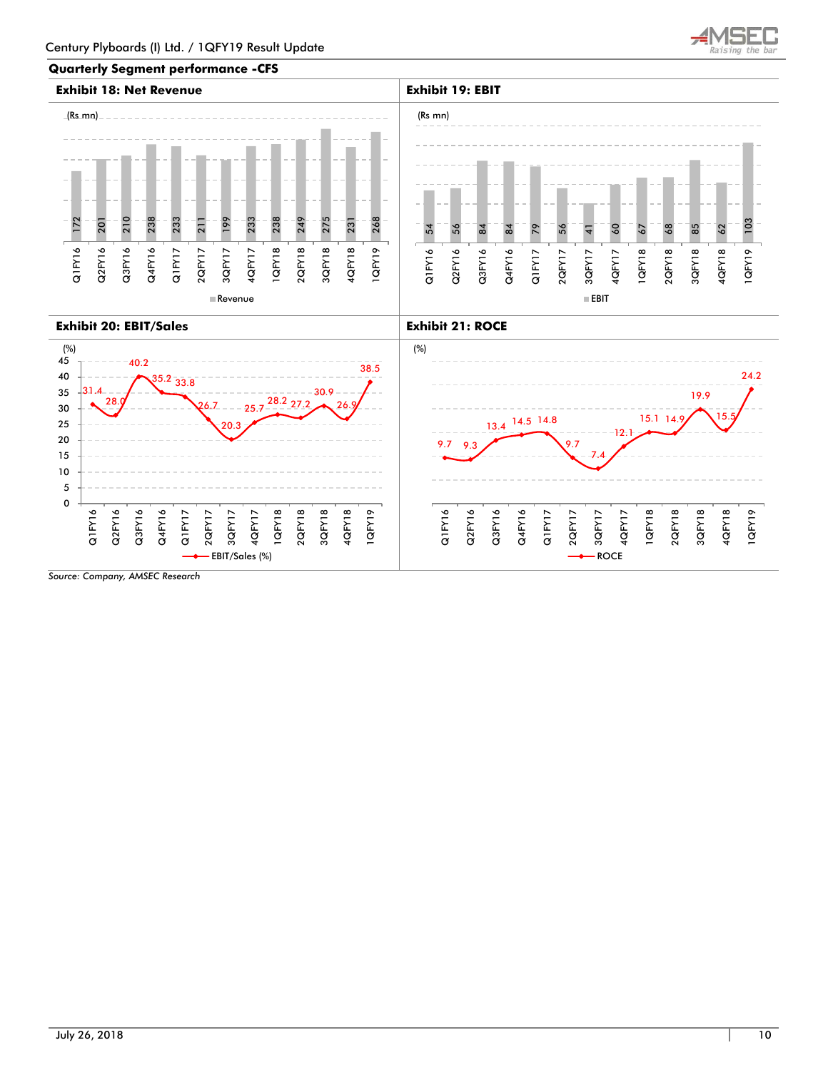## Quarterly Segment performance -CFS

### Exhibit 18: Net Revenue

(Rs mn)

| Quarter | Revenue |
|---|---|
| Q1FY16 | 172 |
| Q2FY16 | 201 |
| Q3FY16 | 210 |
| Q4FY16 | 238 |
| Q1FY17 | 233 |
| 2QFY17 | 211 |
| 3QFY17 | 199 |
| 4QFY17 | 233 |
| 1QFY18 | 238 |
| 2QFY18 | 249 |
| 3QFY18 | 275 |
| 4QFY18 | 231 |
| 1QFY19 | 268 |

### Exhibit 19: EBIT

(Rs mn)

| Quarter | EBIT |
|---|---|
| Q1FY16 | 54 |
| Q2FY16 | 56 |
| Q3FY16 | 84 |
| Q4FY16 | 84 |
| Q1FY17 | 79 |
| 2QFY17 | 56 |
| 3QFY17 | 41 |
| 4QFY17 | 60 |
| 1QFY18 | 67 |
| 2QFY18 | 68 |
| 3QFY18 | 85 |
| 4QFY18 | 62 |
| 1QFY19 | 103 |

### Exhibit 20: EBIT/Sales

(%)

| Quarter | EBIT/Sales (%) |
|---|---|
| Q1FY16 | 31.4 |
| Q2FY16 | 28.0 |
| Q3FY16 | 40.2 |
| Q4FY16 | 35.2 |
| Q1FY17 | 33.8 |
| 2QFY17 | 26.7 |
| 3QFY17 | 20.3 |
| 4QFY17 | 25.7 |
| 1QFY18 | 28.2 |
| 2QFY18 | 27.2 |
| 3QFY18 | 30.9 |
| 4QFY18 | 26.9 |
| 1QFY19 | 38.5 |

### Exhibit 21: ROCE

(%)

| Quarter | ROCE |
|---|---|
| Q1FY16 | 9.7 |
| Q2FY16 | 9.3 |
| Q3FY16 | 13.4 |
| Q4FY16 | 14.5 |
| Q1FY17 | 14.8 |
| 2QFY17 | 9.7 |
| 3QFY17 | 7.4 |
| 4QFY17 | 12.1 |
| 1QFY18 | 15.1 |
| 2QFY18 | 14.9 |
| 3QFY18 | 19.9 |
| 4QFY18 | 15.5 |
| 1QFY19 | 24.2 |

*Source: Company, AMSEC Research*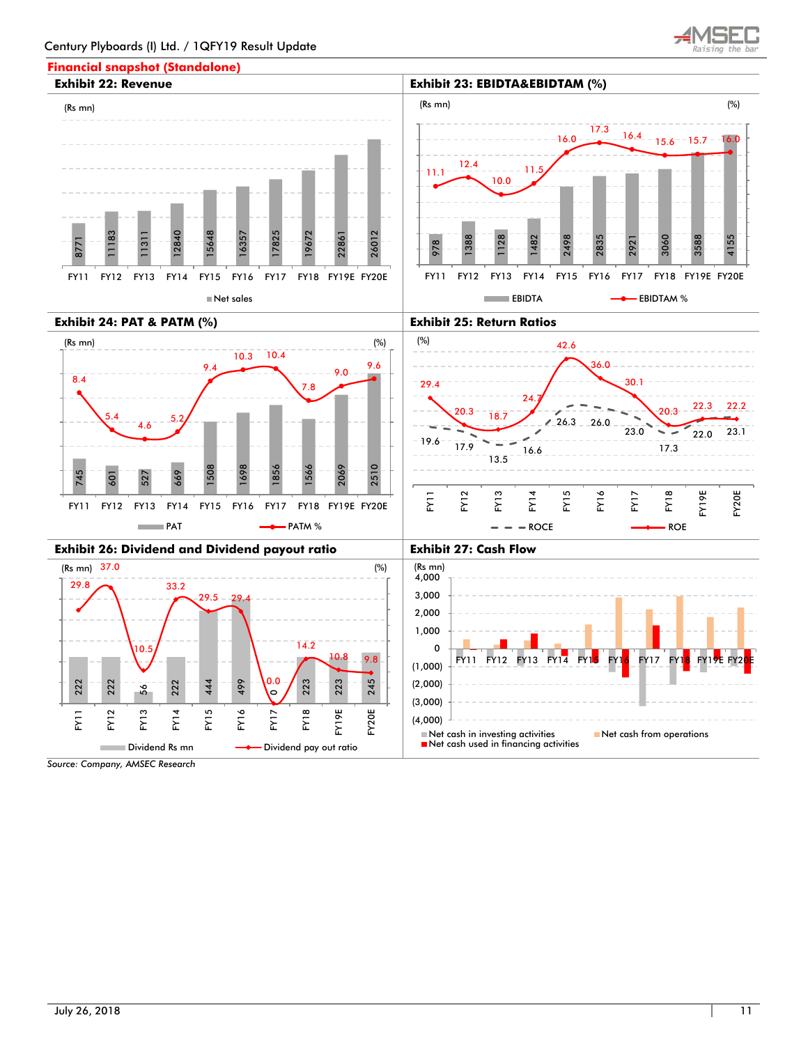## Financial snapshot (Standalone)

### Exhibit 22: Revenue

(Rs mn)

| | FY11 | FY12 | FY13 | FY14 | FY15 | FY16 | FY17 | FY18 | FY19E | FY20E |
|---|---|---|---|---|---|---|---|---|---|---|
| Net sales | 8771 | 11183 | 11311 | 12840 | 15648 | 16357 | 17825 | 19672 | 22861 | 26012 |

### Exhibit 23: EBIDTA&EBIDTAM (%)

| | FY11 | FY12 | FY13 | FY14 | FY15 | FY16 | FY17 | FY18 | FY19E | FY20E |
|---|---|---|---|---|---|---|---|---|---|---|
| EBIDTA (Rs mn) | 978 | 1388 | 1128 | 1482 | 2498 | 2835 | 2921 | 3060 | 3588 | 4155 |
| EBIDTAM % | 11.1 | 12.4 | 10.0 | 11.5 | 16.0 | 17.3 | 16.4 | 15.6 | 15.7 | 16.0 |

### Exhibit 24: PAT & PATM (%)

| | FY11 | FY12 | FY13 | FY14 | FY15 | FY16 | FY17 | FY18 | FY19E | FY20E |
|---|---|---|---|---|---|---|---|---|---|---|
| PAT (Rs mn) | 745 | 601 | 527 | 669 | 1508 | 1698 | 1856 | 1566 | 2069 | 2510 |
| PATM % | 8.4 | 5.4 | 4.6 | 5.2 | 9.4 | 10.3 | 10.4 | 7.8 | 9.0 | 9.6 |

### Exhibit 25: Return Ratios

(%)

| | FY11 | FY12 | FY13 | FY14 | FY15 | FY16 | FY17 | FY18 | FY19E | FY20E |
|---|---|---|---|---|---|---|---|---|---|---|
| ROCE | 19.6 | 17.9 | 13.5 | 16.6 | 26.3 | 26.0 | 23.0 | 17.3 | 22.0 | 23.1 |
| ROE | 29.4 | 20.3 | 18.7 | 24.7 | 42.6 | 36.0 | 30.1 | 20.3 | 22.3 | 22.2 |

### Exhibit 26: Dividend and Dividend payout ratio

| | FY11 | FY12 | FY13 | FY14 | FY15 | FY16 | FY17 | FY18 | FY19E | FY20E |
|---|---|---|---|---|---|---|---|---|---|---|
| Dividend Rs mn | 222 | 222 | 56 | 222 | 444 | 499 | 0 | 223 | 223 | 245 |
| Dividend pay out ratio (%) | 29.8 | 37.0 | 10.5 | 33.2 | 29.5 | 29.4 | 0.0 | 14.2 | 10.8 | 9.8 |

### Exhibit 27: Cash Flow

(Rs mn)

Series: Net cash in investing activities; Net cash from operations; Net cash used in financing activities (FY11–FY20E)

Source: Company, AMSEC Research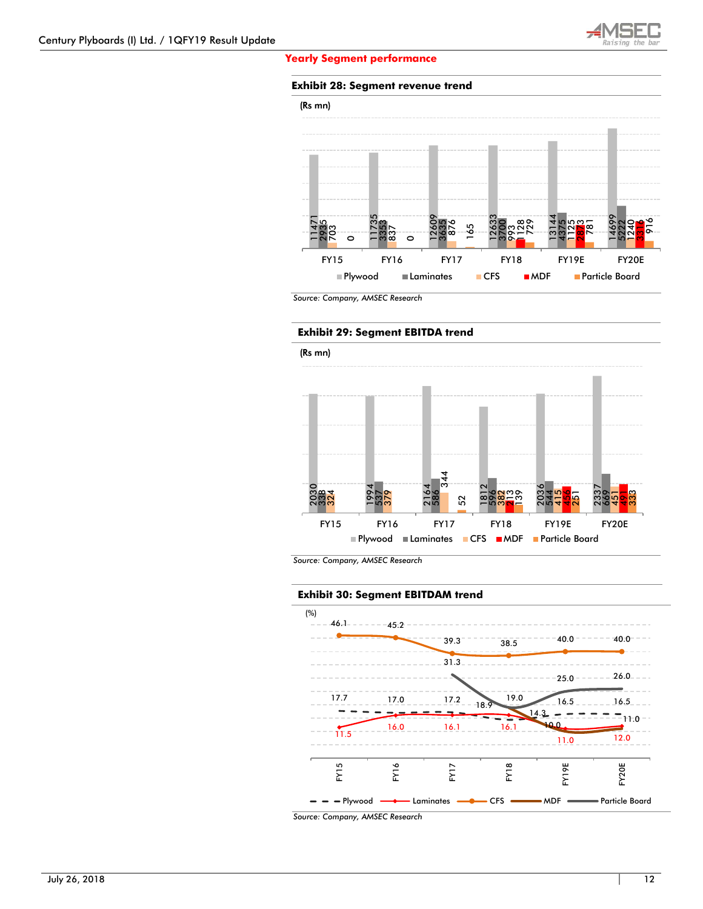## Yearly Segment performance

**Exhibit 28: Segment revenue trend**

(Rs mn)

| | FY15 | FY16 | FY17 | FY18 | FY19E | FY20E |
|---|---|---|---|---|---|---|
| Plywood | 11471 | 11735 | 12609 | 12633 | 13144 | 14699 |
| Laminates | 2935 | 3353 | 3635 | 3700 | 4375 | 5222 |
| CFS | 703 | 837 | 876 | 993 | 1125 | 1240 |
| MDF | | | | 1128 | 2873 | 3316 |
| Particle Board | 0 | 0 | 165 | 729 | 781 | 916 |

*Source: Company, AMSEC Research*

**Exhibit 29: Segment EBITDA trend**

(Rs mn)

| | FY15 | FY16 | FY17 | FY18 | FY19E | FY20E |
|---|---|---|---|---|---|---|
| Plywood | 2030 | 1994 | 2164 | 1812 | 2036 | 2337 |
| Laminates | 338 | 537 | 586 | 596 | 544 | 669 |
| CFS | 324 | 379 | 344 | 382 | 415 | 451 |
| MDF | | | | 213 | 456 | 491 |
| Particle Board | | | 52 | 139 | 251 | 333 |

*Source: Company, AMSEC Research*

**Exhibit 30: Segment EBITDAM trend**

(%)

| | FY15 | FY16 | FY17 | FY18 | FY19E | FY20E |
|---|---|---|---|---|---|---|
| Plywood | 17.7 | 17.0 | 17.2 | 14.3 | 16.5 | 16.5 |
| Laminates | 11.5 | 16.0 | 16.1 | 16.1 | 11.0 | 12.0 |
| CFS | 46.1 | 45.2 | 39.3 | 38.5 | 40.0 | 40.0 |
| MDF | | | | 18.9 | 10.0 | 11.0 |
| Particle Board | | | 31.3 | 19.0 | 25.0 | 26.0 |

*Source: Company, AMSEC Research*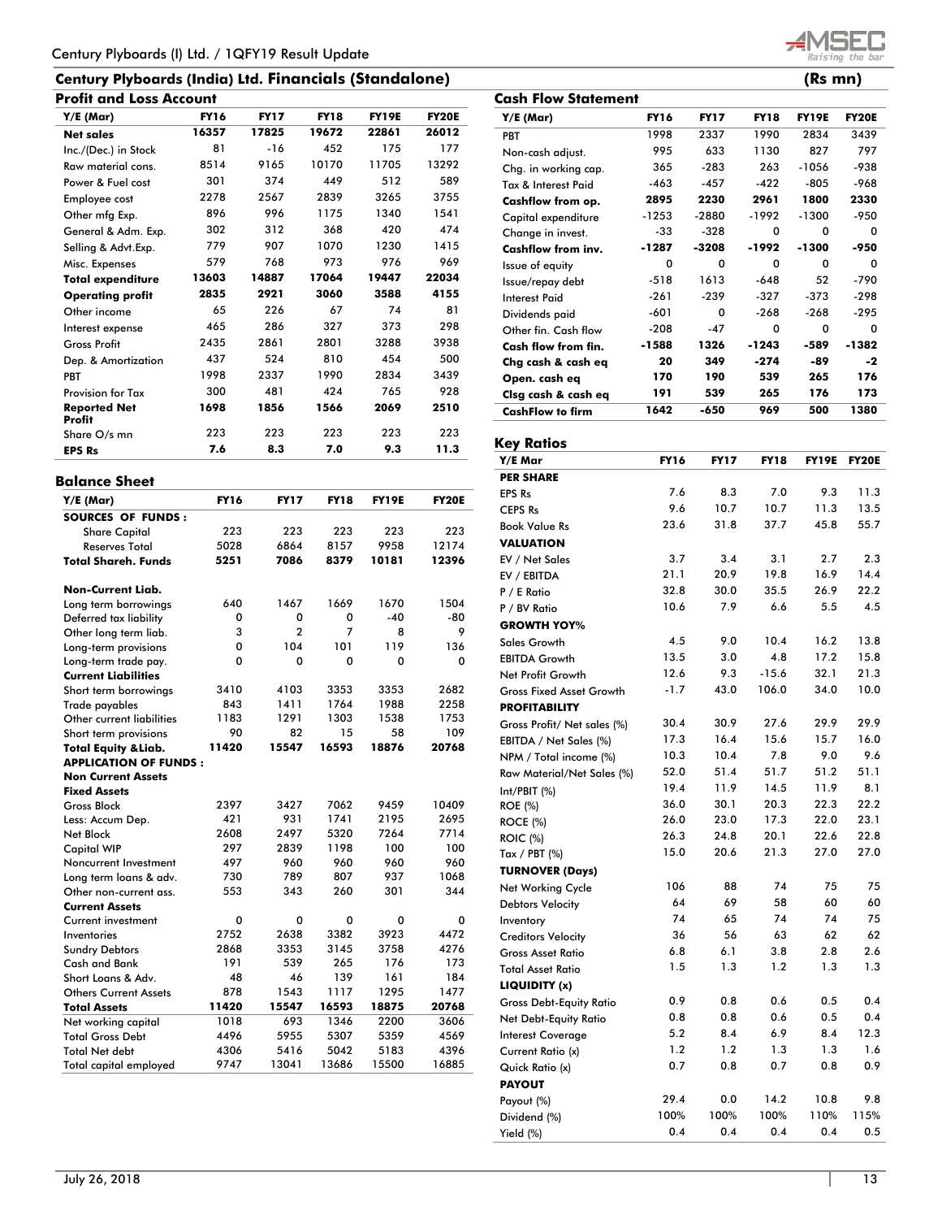## Century Plyboards (India) Ltd. Financials (Standalone)

(Rs mn)

### Profit and Loss Account

| Y/E (Mar) | FY16 | FY17 | FY18 | FY19E | FY20E |
|---|---|---|---|---|---|
| **Net sales** | **16357** | **17825** | **19672** | **22861** | **26012** |
| Inc./(Dec.) in Stock | 81 | -16 | 452 | 175 | 177 |
| Raw material cons. | 8514 | 9165 | 10170 | 11705 | 13292 |
| Power & Fuel cost | 301 | 374 | 449 | 512 | 589 |
| Employee cost | 2278 | 2567 | 2839 | 3265 | 3755 |
| Other mfg Exp. | 896 | 996 | 1175 | 1340 | 1541 |
| General & Adm. Exp. | 302 | 312 | 368 | 420 | 474 |
| Selling & Advt.Exp. | 779 | 907 | 1070 | 1230 | 1415 |
| Misc. Expenses | 579 | 768 | 973 | 976 | 969 |
| **Total expenditure** | **13603** | **14887** | **17064** | **19447** | **22034** |
| **Operating profit** | **2835** | **2921** | **3060** | **3588** | **4155** |
| Other income | 65 | 226 | 67 | 74 | 81 |
| Interest expense | 465 | 286 | 327 | 373 | 298 |
| Gross Profit | 2435 | 2861 | 2801 | 3288 | 3938 |
| Dep. & Amortization | 437 | 524 | 810 | 454 | 500 |
| PBT | 1998 | 2337 | 1990 | 2834 | 3439 |
| Provision for Tax | 300 | 481 | 424 | 765 | 928 |
| **Reported Net Profit** | **1698** | **1856** | **1566** | **2069** | **2510** |
| Share O/s mn | 223 | 223 | 223 | 223 | 223 |
| **EPS Rs** | **7.6** | **8.3** | **7.0** | **9.3** | **11.3** |

### Balance Sheet

| Y/E (Mar) | FY16 | FY17 | FY18 | FY19E | FY20E |
|---|---|---|---|---|---|
| **SOURCES OF FUNDS :** | | | | | |
| Share Capital | 223 | 223 | 223 | 223 | 223 |
| Reserves Total | 5028 | 6864 | 8157 | 9958 | 12174 |
| **Total Shareh. Funds** | **5251** | **7086** | **8379** | **10181** | **12396** |
| **Non-Current Liab.** | | | | | |
| Long term borrowings | 640 | 1467 | 1669 | 1670 | 1504 |
| Deferred tax liability | 0 | 0 | 0 | -40 | -80 |
| Other long term liab. | 3 | 2 | 7 | 8 | 9 |
| Long-term provisions | 0 | 104 | 101 | 119 | 136 |
| Long-term trade pay. | 0 | 0 | 0 | 0 | 0 |
| **Current Liabilities** | | | | | |
| Short term borrowings | 3410 | 4103 | 3353 | 3353 | 2682 |
| Trade payables | 843 | 1411 | 1764 | 1988 | 2258 |
| Other current liabilities | 1183 | 1291 | 1303 | 1538 | 1753 |
| Short term provisions | 90 | 82 | 15 | 58 | 109 |
| **Total Equity &Liab.** | **11420** | **15547** | **16593** | **18876** | **20768** |
| **APPLICATION OF FUNDS :** | | | | | |
| **Non Current Assets** | | | | | |
| **Fixed Assets** | | | | | |
| Gross Block | 2397 | 3427 | 7062 | 9459 | 10409 |
| Less: Accum Dep. | 421 | 931 | 1741 | 2195 | 2695 |
| Net Block | 2608 | 2497 | 5320 | 7264 | 7714 |
| Capital WIP | 297 | 2839 | 1198 | 100 | 100 |
| Noncurrent Investment | 497 | 960 | 960 | 960 | 960 |
| Long term loans & adv. | 730 | 789 | 807 | 937 | 1068 |
| Other non-current ass. | 553 | 343 | 260 | 301 | 344 |
| **Current Assets** | | | | | |
| Current investment | 0 | 0 | 0 | 0 | 0 |
| Inventories | 2752 | 2638 | 3382 | 3923 | 4472 |
| Sundry Debtors | 2868 | 3353 | 3145 | 3758 | 4276 |
| Cash and Bank | 191 | 539 | 265 | 176 | 173 |
| Short Loans & Adv. | 48 | 46 | 139 | 161 | 184 |
| Others Current Assets | 878 | 1543 | 1117 | 1295 | 1477 |
| **Total Assets** | **11420** | **15547** | **16593** | **18875** | **20768** |
| Net working capital | 1018 | 693 | 1346 | 2200 | 3606 |
| Total Gross Debt | 4496 | 5955 | 5307 | 5359 | 4569 |
| Total Net debt | 4306 | 5416 | 5042 | 5183 | 4396 |
| Total capital employed | 9747 | 13041 | 13686 | 15500 | 16885 |

### Cash Flow Statement

| Y/E (Mar) | FY16 | FY17 | FY18 | FY19E | FY20E |
|---|---|---|---|---|---|
| PBT | 1998 | 2337 | 1990 | 2834 | 3439 |
| Non-cash adjust. | 995 | 633 | 1130 | 827 | 797 |
| Chg. in working cap. | 365 | -283 | 263 | -1056 | -938 |
| Tax & Interest Paid | -463 | -457 | -422 | -805 | -968 |
| **Cashflow from op.** | **2895** | **2230** | **2961** | **1800** | **2330** |
| Capital expenditure | -1253 | -2880 | -1992 | -1300 | -950 |
| Change in invest. | -33 | -328 | 0 | 0 | 0 |
| **Cashflow from inv.** | **-1287** | **-3208** | **-1992** | **-1300** | **-950** |
| Issue of equity | 0 | 0 | 0 | 0 | 0 |
| Issue/repay debt | -518 | 1613 | -648 | 52 | -790 |
| Interest Paid | -261 | -239 | -327 | -373 | -298 |
| Dividends paid | -601 | 0 | -268 | -268 | -295 |
| Other fin. Cash flow | -208 | -47 | 0 | 0 | 0 |
| **Cash flow from fin.** | **-1588** | **1326** | **-1243** | **-589** | **-1382** |
| **Chg cash & cash eq** | **20** | **349** | **-274** | **-89** | **-2** |
| **Open. cash eq** | **170** | **190** | **539** | **265** | **176** |
| **Clsg cash & cash eq** | **191** | **539** | **265** | **176** | **173** |
| **CashFlow to firm** | **1642** | **-650** | **969** | **500** | **1380** |

### Key Ratios

| Y/E Mar | FY16 | FY17 | FY18 | FY19E | FY20E |
|---|---|---|---|---|---|
| **PER SHARE** | | | | | |
| EPS Rs | 7.6 | 8.3 | 7.0 | 9.3 | 11.3 |
| CEPS Rs | 9.6 | 10.7 | 10.7 | 11.3 | 13.5 |
| Book Value Rs | 23.6 | 31.8 | 37.7 | 45.8 | 55.7 |
| **VALUATION** | | | | | |
| EV / Net Sales | 3.7 | 3.4 | 3.1 | 2.7 | 2.3 |
| EV / EBITDA | 21.1 | 20.9 | 19.8 | 16.9 | 14.4 |
| P / E Ratio | 32.8 | 30.0 | 35.5 | 26.9 | 22.2 |
| P / BV Ratio | 10.6 | 7.9 | 6.6 | 5.5 | 4.5 |
| **GROWTH YOY%** | | | | | |
| Sales Growth | 4.5 | 9.0 | 10.4 | 16.2 | 13.8 |
| EBITDA Growth | 13.5 | 3.0 | 4.8 | 17.2 | 15.8 |
| Net Profit Growth | 12.6 | 9.3 | -15.6 | 32.1 | 21.3 |
| Gross Fixed Asset Growth | -1.7 | 43.0 | 106.0 | 34.0 | 10.0 |
| **PROFITABILITY** | | | | | |
| Gross Profit/ Net sales (%) | 30.4 | 30.9 | 27.6 | 29.9 | 29.9 |
| EBITDA / Net Sales (%) | 17.3 | 16.4 | 15.6 | 15.7 | 16.0 |
| NPM / Total income (%) | 10.3 | 10.4 | 7.8 | 9.0 | 9.6 |
| Raw Material/Net Sales (%) | 52.0 | 51.4 | 51.7 | 51.2 | 51.1 |
| Int/PBIT (%) | 19.4 | 11.9 | 14.5 | 11.9 | 8.1 |
| ROE (%) | 36.0 | 30.1 | 20.3 | 22.3 | 22.2 |
| ROCE (%) | 26.0 | 23.0 | 17.3 | 22.0 | 23.1 |
| ROIC (%) | 26.3 | 24.8 | 20.1 | 22.6 | 22.8 |
| Tax / PBT (%) | 15.0 | 20.6 | 21.3 | 27.0 | 27.0 |
| **TURNOVER (Days)** | | | | | |
| Net Working Cycle | 106 | 88 | 74 | 75 | 75 |
| Debtors Velocity | 64 | 69 | 58 | 60 | 60 |
| Inventory | 74 | 65 | 74 | 74 | 75 |
| Creditors Velocity | 36 | 56 | 63 | 62 | 62 |
| Gross Asset Ratio | 6.8 | 6.1 | 3.8 | 2.8 | 2.6 |
| Total Asset Ratio | 1.5 | 1.3 | 1.2 | 1.3 | 1.3 |
| **LIQUIDITY (x)** | | | | | |
| Gross Debt-Equity Ratio | 0.9 | 0.8 | 0.6 | 0.5 | 0.4 |
| Net Debt-Equity Ratio | 0.8 | 0.8 | 0.6 | 0.5 | 0.4 |
| Interest Coverage | 5.2 | 8.4 | 6.9 | 8.4 | 12.3 |
| Current Ratio (x) | 1.2 | 1.2 | 1.3 | 1.3 | 1.6 |
| Quick Ratio (x) | 0.7 | 0.8 | 0.7 | 0.8 | 0.9 |
| **PAYOUT** | | | | | |
| Payout (%) | 29.4 | 0.0 | 14.2 | 10.8 | 9.8 |
| Dividend (%) | 100% | 100% | 100% | 110% | 115% |
| Yield (%) | 0.4 | 0.4 | 0.4 | 0.4 | 0.5 |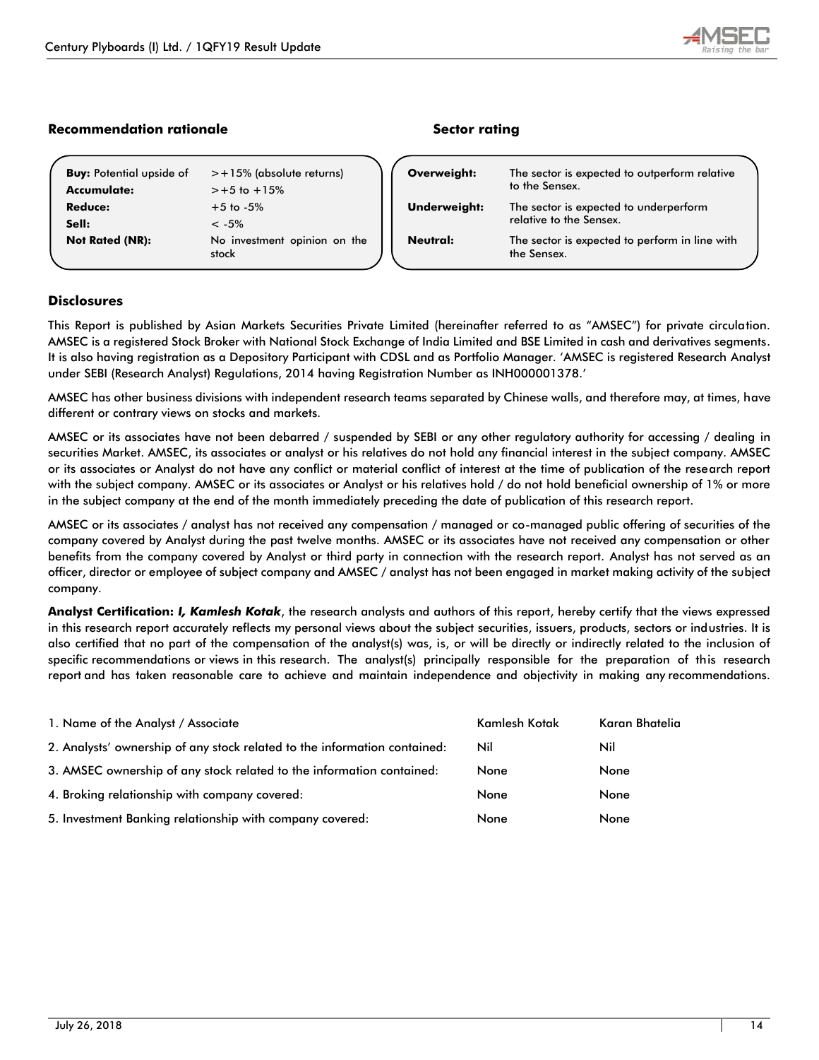### Recommendation rationale

| | |
|---|---|
| **Buy:** Potential upside of | >+15% (absolute returns) |
| **Accumulate:** | >+5 to +15% |
| **Reduce:** | +5 to -5% |
| **Sell:** | < -5% |
| **Not Rated (NR):** | No investment opinion on the stock |

### Sector rating

| | |
|---|---|
| **Overweight:** | The sector is expected to outperform relative to the Sensex. |
| **Underweight:** | The sector is expected to underperform relative to the Sensex. |
| **Neutral:** | The sector is expected to perform in line with the Sensex. |

### Disclosures

This Report is published by Asian Markets Securities Private Limited (hereinafter referred to as "AMSEC") for private circulation. AMSEC is a registered Stock Broker with National Stock Exchange of India Limited and BSE Limited in cash and derivatives segments. It is also having registration as a Depository Participant with CDSL and as Portfolio Manager. 'AMSEC is registered Research Analyst under SEBI (Research Analyst) Regulations, 2014 having Registration Number as INH000001378.'

AMSEC has other business divisions with independent research teams separated by Chinese walls, and therefore may, at times, have different or contrary views on stocks and markets.

AMSEC or its associates have not been debarred / suspended by SEBI or any other regulatory authority for accessing / dealing in securities Market. AMSEC, its associates or analyst or his relatives do not hold any financial interest in the subject company. AMSEC or its associates or Analyst do not have any conflict or material conflict of interest at the time of publication of the research report with the subject company. AMSEC or its associates or Analyst or his relatives hold / do not hold beneficial ownership of 1% or more in the subject company at the end of the month immediately preceding the date of publication of this research report.

AMSEC or its associates / analyst has not received any compensation / managed or co-managed public offering of securities of the company covered by Analyst during the past twelve months. AMSEC or its associates have not received any compensation or other benefits from the company covered by Analyst or third party in connection with the research report. Analyst has not served as an officer, director or employee of subject company and AMSEC / analyst has not been engaged in market making activity of the subject company.

**Analyst Certification: *I, Kamlesh Kotak***, the research analysts and authors of this report, hereby certify that the views expressed in this research report accurately reflects my personal views about the subject securities, issuers, products, sectors or industries. It is also certified that no part of the compensation of the analyst(s) was, is, or will be directly or indirectly related to the inclusion of specific recommendations or views in this research. The analyst(s) principally responsible for the preparation of this research report and has taken reasonable care to achieve and maintain independence and objectivity in making any recommendations.

| | | |
|---|---|---|
| 1. Name of the Analyst / Associate | Kamlesh Kotak | Karan Bhatelia |
| 2. Analysts' ownership of any stock related to the information contained: | Nil | Nil |
| 3. AMSEC ownership of any stock related to the information contained: | None | None |
| 4. Broking relationship with company covered: | None | None |
| 5. Investment Banking relationship with company covered: | None | None |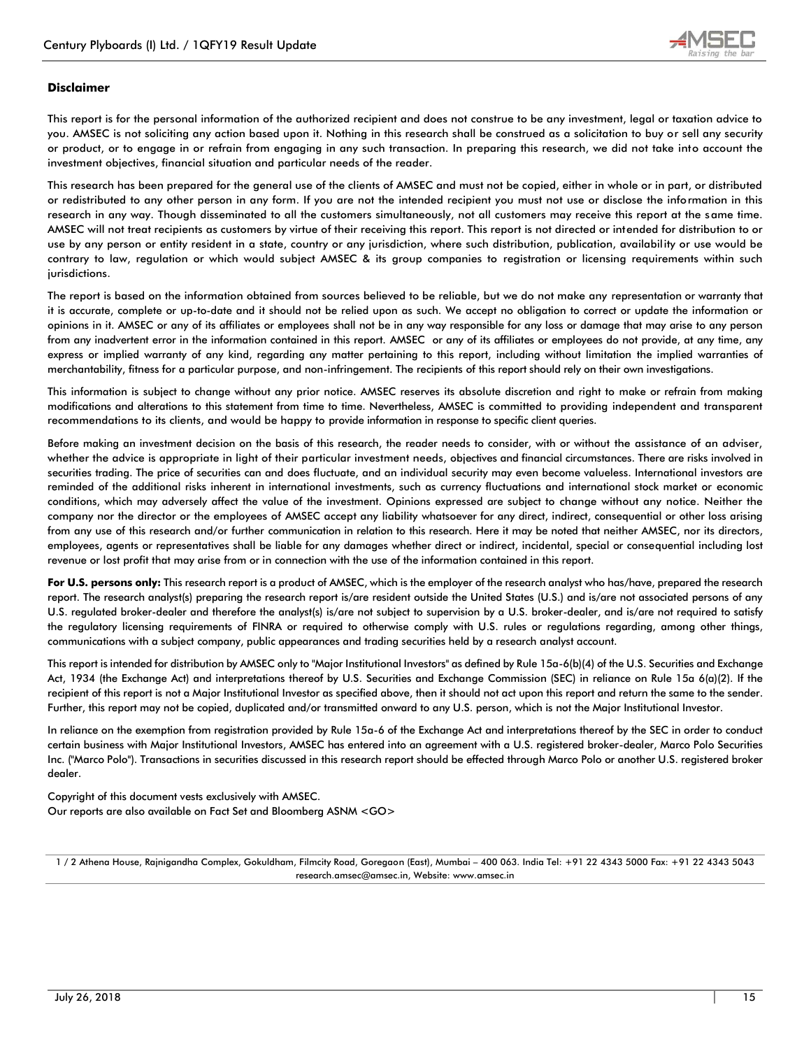### Disclaimer

This report is for the personal information of the authorized recipient and does not construe to be any investment, legal or taxation advice to you. AMSEC is not soliciting any action based upon it. Nothing in this research shall be construed as a solicitation to buy or sell any security or product, or to engage in or refrain from engaging in any such transaction. In preparing this research, we did not take into account the investment objectives, financial situation and particular needs of the reader.

This research has been prepared for the general use of the clients of AMSEC and must not be copied, either in whole or in part, or distributed or redistributed to any other person in any form. If you are not the intended recipient you must not use or disclose the information in this research in any way. Though disseminated to all the customers simultaneously, not all customers may receive this report at the same time. AMSEC will not treat recipients as customers by virtue of their receiving this report. This report is not directed or intended for distribution to or use by any person or entity resident in a state, country or any jurisdiction, where such distribution, publication, availability or use would be contrary to law, regulation or which would subject AMSEC & its group companies to registration or licensing requirements within such jurisdictions.

The report is based on the information obtained from sources believed to be reliable, but we do not make any representation or warranty that it is accurate, complete or up-to-date and it should not be relied upon as such. We accept no obligation to correct or update the information or opinions in it. AMSEC or any of its affiliates or employees shall not be in any way responsible for any loss or damage that may arise to any person from any inadvertent error in the information contained in this report. AMSEC or any of its affiliates or employees do not provide, at any time, any express or implied warranty of any kind, regarding any matter pertaining to this report, including without limitation the implied warranties of merchantability, fitness for a particular purpose, and non-infringement. The recipients of this report should rely on their own investigations.

This information is subject to change without any prior notice. AMSEC reserves its absolute discretion and right to make or refrain from making modifications and alterations to this statement from time to time. Nevertheless, AMSEC is committed to providing independent and transparent recommendations to its clients, and would be happy to provide information in response to specific client queries.

Before making an investment decision on the basis of this research, the reader needs to consider, with or without the assistance of an adviser, whether the advice is appropriate in light of their particular investment needs, objectives and financial circumstances. There are risks involved in securities trading. The price of securities can and does fluctuate, and an individual security may even become valueless. International investors are reminded of the additional risks inherent in international investments, such as currency fluctuations and international stock market or economic conditions, which may adversely affect the value of the investment. Opinions expressed are subject to change without any notice. Neither the company nor the director or the employees of AMSEC accept any liability whatsoever for any direct, indirect, consequential or other loss arising from any use of this research and/or further communication in relation to this research. Here it may be noted that neither AMSEC, nor its directors, employees, agents or representatives shall be liable for any damages whether direct or indirect, incidental, special or consequential including lost revenue or lost profit that may arise from or in connection with the use of the information contained in this report.

**For U.S. persons only:** This research report is a product of AMSEC, which is the employer of the research analyst who has/have, prepared the research report. The research analyst(s) preparing the research report is/are resident outside the United States (U.S.) and is/are not associated persons of any U.S. regulated broker-dealer and therefore the analyst(s) is/are not subject to supervision by a U.S. broker-dealer, and is/are not required to satisfy the regulatory licensing requirements of FINRA or required to otherwise comply with U.S. rules or regulations regarding, among other things, communications with a subject company, public appearances and trading securities held by a research analyst account.

This report is intended for distribution by AMSEC only to "Major Institutional Investors" as defined by Rule 15a-6(b)(4) of the U.S. Securities and Exchange Act, 1934 (the Exchange Act) and interpretations thereof by U.S. Securities and Exchange Commission (SEC) in reliance on Rule 15a 6(a)(2). If the recipient of this report is not a Major Institutional Investor as specified above, then it should not act upon this report and return the same to the sender. Further, this report may not be copied, duplicated and/or transmitted onward to any U.S. person, which is not the Major Institutional Investor.

In reliance on the exemption from registration provided by Rule 15a-6 of the Exchange Act and interpretations thereof by the SEC in order to conduct certain business with Major Institutional Investors, AMSEC has entered into an agreement with a U.S. registered broker-dealer, Marco Polo Securities Inc. ("Marco Polo"). Transactions in securities discussed in this research report should be effected through Marco Polo or another U.S. registered broker dealer.

Copyright of this document vests exclusively with AMSEC.
Our reports are also available on Fact Set and Bloomberg ASNM <GO>

1 / 2 Athena House, Rajnigandha Complex, Gokuldham, Filmcity Road, Goregaon (East), Mumbai – 400 063. India Tel: +91 22 4343 5000 Fax: +91 22 4343 5043
research.amsec@amsec.in, Website: www.amsec.in